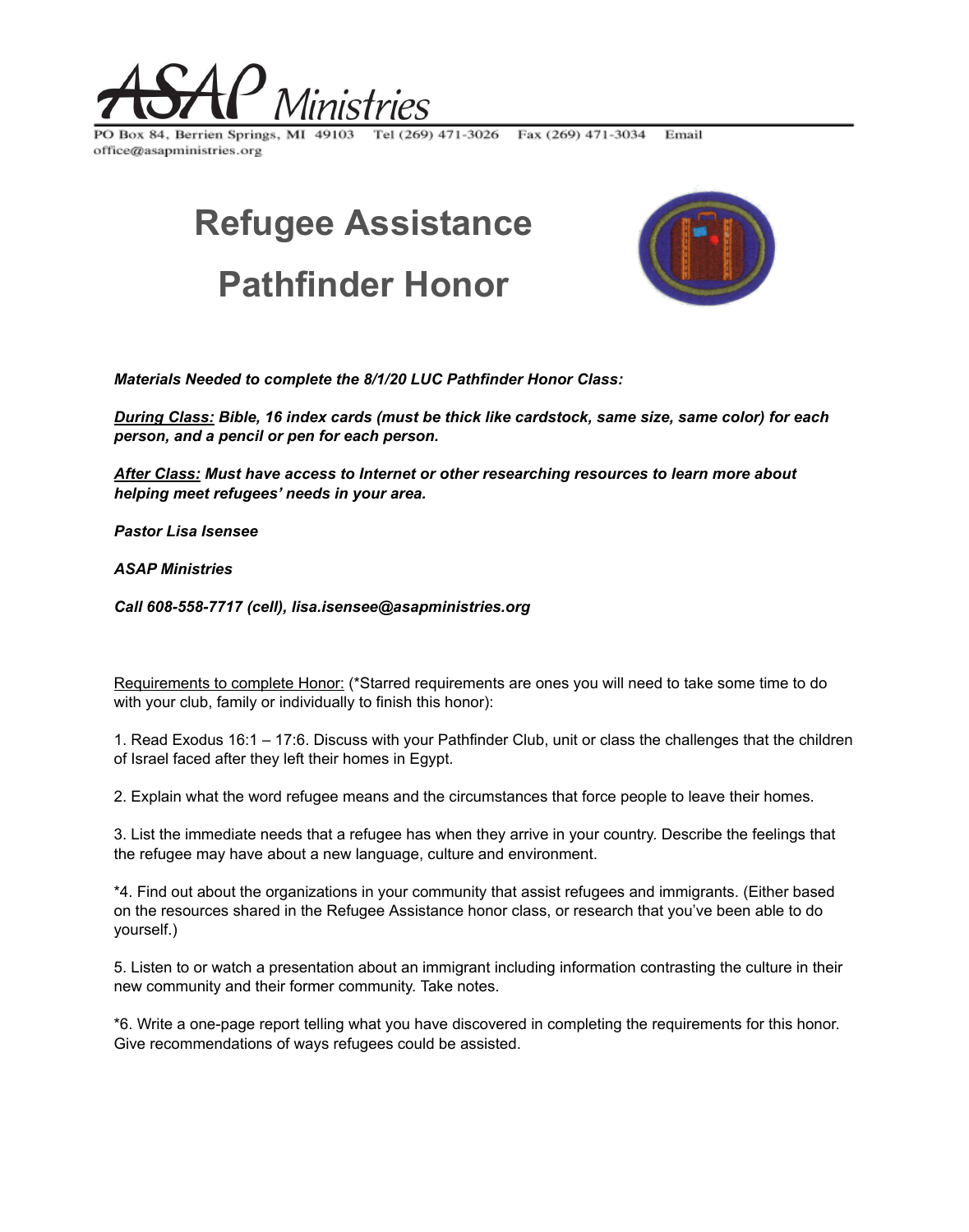# ASAP Ministries

PO Box 84, Berrien Springs, MI 49103 Tel (269) 471-3026 Fax (269) 471-3034 Email office@asapministries.org

# Refugee Assistance Pathfinder Honor

***Materials Needed to complete the 8/1/20 LUC Pathfinder Honor Class:***

***<u>During Class:</u> Bible, 16 index cards (must be thick like cardstock, same size, same color) for each person, and a pencil or pen for each person.***

***<u>After Class:</u> Must have access to Internet or other researching resources to learn more about helping meet refugees' needs in your area.***

***Pastor Lisa Isensee***

***ASAP Ministries***

***Call 608-558-7717 (cell), lisa.isensee@asapministries.org***

<u>Requirements to complete Honor:</u> (*Starred requirements are ones you will need to take some time to do with your club, family or individually to finish this honor):

1. Read Exodus 16:1 – 17:6. Discuss with your Pathfinder Club, unit or class the challenges that the children of Israel faced after they left their homes in Egypt.

2. Explain what the word refugee means and the circumstances that force people to leave their homes.

3. List the immediate needs that a refugee has when they arrive in your country. Describe the feelings that the refugee may have about a new language, culture and environment.

*4. Find out about the organizations in your community that assist refugees and immigrants. (Either based on the resources shared in the Refugee Assistance honor class, or research that you've been able to do yourself.)

5. Listen to or watch a presentation about an immigrant including information contrasting the culture in their new community and their former community. Take notes.

*6. Write a one-page report telling what you have discovered in completing the requirements for this honor. Give recommendations of ways refugees could be assisted.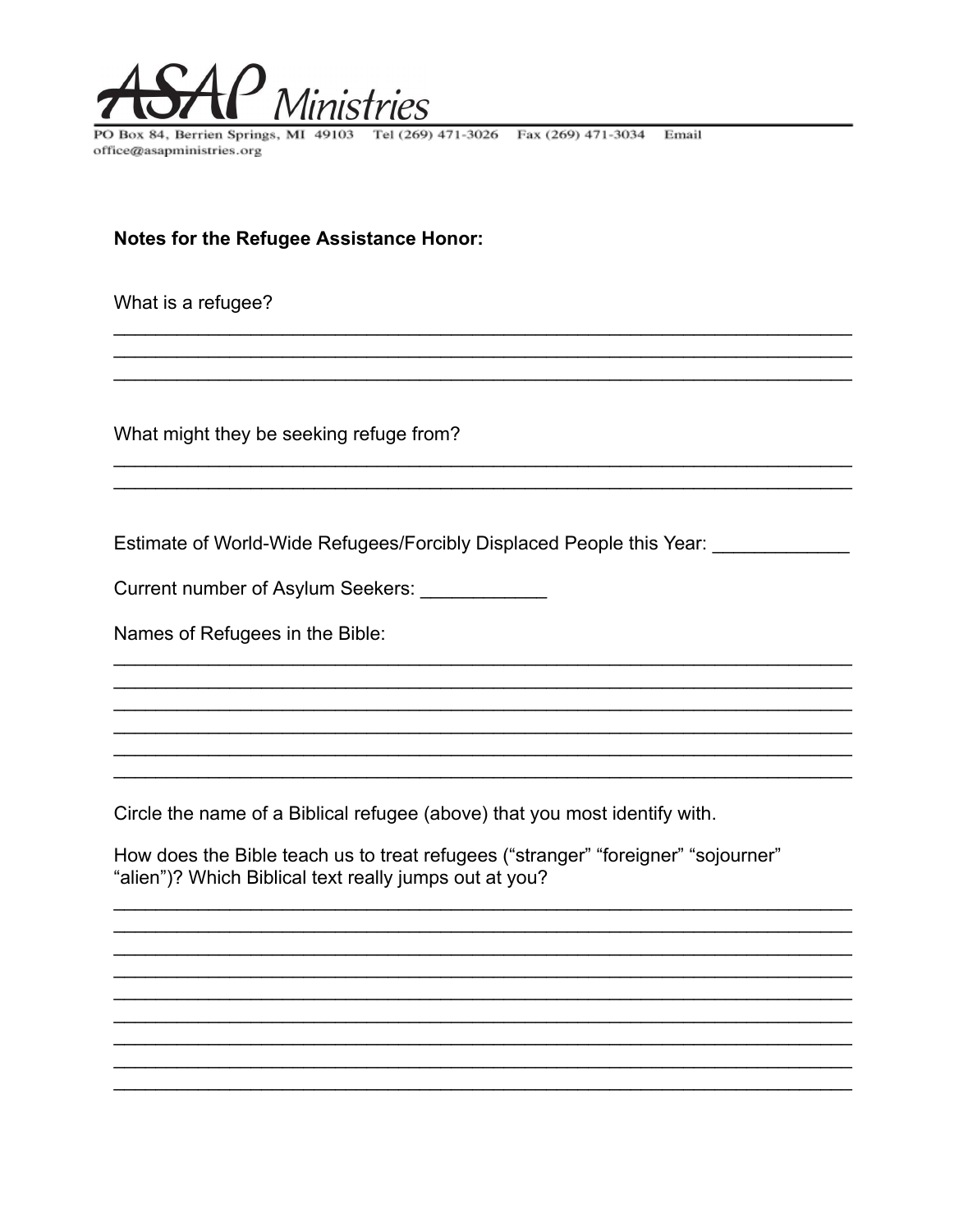# ASAP Ministries

PO Box 84, Berrien Springs, MI 49103 Tel (269) 471-3026 Fax (269) 471-3034 Email office@asapministries.org

**Notes for the Refugee Assistance Honor:**

What is a refugee?

\_\_\_\_\_\_\_\_\_\_\_\_\_\_\_\_\_\_\_\_\_\_\_\_\_\_\_\_\_\_\_\_\_\_\_\_\_\_\_\_\_\_\_\_\_\_\_\_\_\_\_\_\_\_\_\_\_\_\_\_\_\_\_\_\_\_\_\_\_\_\_\_
\_\_\_\_\_\_\_\_\_\_\_\_\_\_\_\_\_\_\_\_\_\_\_\_\_\_\_\_\_\_\_\_\_\_\_\_\_\_\_\_\_\_\_\_\_\_\_\_\_\_\_\_\_\_\_\_\_\_\_\_\_\_\_\_\_\_\_\_\_\_\_\_
\_\_\_\_\_\_\_\_\_\_\_\_\_\_\_\_\_\_\_\_\_\_\_\_\_\_\_\_\_\_\_\_\_\_\_\_\_\_\_\_\_\_\_\_\_\_\_\_\_\_\_\_\_\_\_\_\_\_\_\_\_\_\_\_\_\_\_\_\_\_\_\_

What might they be seeking refuge from?

\_\_\_\_\_\_\_\_\_\_\_\_\_\_\_\_\_\_\_\_\_\_\_\_\_\_\_\_\_\_\_\_\_\_\_\_\_\_\_\_\_\_\_\_\_\_\_\_\_\_\_\_\_\_\_\_\_\_\_\_\_\_\_\_\_\_\_\_\_\_\_\_
\_\_\_\_\_\_\_\_\_\_\_\_\_\_\_\_\_\_\_\_\_\_\_\_\_\_\_\_\_\_\_\_\_\_\_\_\_\_\_\_\_\_\_\_\_\_\_\_\_\_\_\_\_\_\_\_\_\_\_\_\_\_\_\_\_\_\_\_\_\_\_\_

Estimate of World-Wide Refugees/Forcibly Displaced People this Year: \_\_\_\_\_\_\_\_\_\_\_\_\_

Current number of Asylum Seekers: \_\_\_\_\_\_\_\_\_\_\_\_

Names of Refugees in the Bible:

\_\_\_\_\_\_\_\_\_\_\_\_\_\_\_\_\_\_\_\_\_\_\_\_\_\_\_\_\_\_\_\_\_\_\_\_\_\_\_\_\_\_\_\_\_\_\_\_\_\_\_\_\_\_\_\_\_\_\_\_\_\_\_\_\_\_\_\_\_\_\_\_
\_\_\_\_\_\_\_\_\_\_\_\_\_\_\_\_\_\_\_\_\_\_\_\_\_\_\_\_\_\_\_\_\_\_\_\_\_\_\_\_\_\_\_\_\_\_\_\_\_\_\_\_\_\_\_\_\_\_\_\_\_\_\_\_\_\_\_\_\_\_\_\_
\_\_\_\_\_\_\_\_\_\_\_\_\_\_\_\_\_\_\_\_\_\_\_\_\_\_\_\_\_\_\_\_\_\_\_\_\_\_\_\_\_\_\_\_\_\_\_\_\_\_\_\_\_\_\_\_\_\_\_\_\_\_\_\_\_\_\_\_\_\_\_\_
\_\_\_\_\_\_\_\_\_\_\_\_\_\_\_\_\_\_\_\_\_\_\_\_\_\_\_\_\_\_\_\_\_\_\_\_\_\_\_\_\_\_\_\_\_\_\_\_\_\_\_\_\_\_\_\_\_\_\_\_\_\_\_\_\_\_\_\_\_\_\_\_
\_\_\_\_\_\_\_\_\_\_\_\_\_\_\_\_\_\_\_\_\_\_\_\_\_\_\_\_\_\_\_\_\_\_\_\_\_\_\_\_\_\_\_\_\_\_\_\_\_\_\_\_\_\_\_\_\_\_\_\_\_\_\_\_\_\_\_\_\_\_\_\_
\_\_\_\_\_\_\_\_\_\_\_\_\_\_\_\_\_\_\_\_\_\_\_\_\_\_\_\_\_\_\_\_\_\_\_\_\_\_\_\_\_\_\_\_\_\_\_\_\_\_\_\_\_\_\_\_\_\_\_\_\_\_\_\_\_\_\_\_\_\_\_\_

Circle the name of a Biblical refugee (above) that you most identify with.

How does the Bible teach us to treat refugees ("stranger" "foreigner" "sojourner" "alien")? Which Biblical text really jumps out at you?

\_\_\_\_\_\_\_\_\_\_\_\_\_\_\_\_\_\_\_\_\_\_\_\_\_\_\_\_\_\_\_\_\_\_\_\_\_\_\_\_\_\_\_\_\_\_\_\_\_\_\_\_\_\_\_\_\_\_\_\_\_\_\_\_\_\_\_\_\_\_\_\_
\_\_\_\_\_\_\_\_\_\_\_\_\_\_\_\_\_\_\_\_\_\_\_\_\_\_\_\_\_\_\_\_\_\_\_\_\_\_\_\_\_\_\_\_\_\_\_\_\_\_\_\_\_\_\_\_\_\_\_\_\_\_\_\_\_\_\_\_\_\_\_\_
\_\_\_\_\_\_\_\_\_\_\_\_\_\_\_\_\_\_\_\_\_\_\_\_\_\_\_\_\_\_\_\_\_\_\_\_\_\_\_\_\_\_\_\_\_\_\_\_\_\_\_\_\_\_\_\_\_\_\_\_\_\_\_\_\_\_\_\_\_\_\_\_
\_\_\_\_\_\_\_\_\_\_\_\_\_\_\_\_\_\_\_\_\_\_\_\_\_\_\_\_\_\_\_\_\_\_\_\_\_\_\_\_\_\_\_\_\_\_\_\_\_\_\_\_\_\_\_\_\_\_\_\_\_\_\_\_\_\_\_\_\_\_\_\_
\_\_\_\_\_\_\_\_\_\_\_\_\_\_\_\_\_\_\_\_\_\_\_\_\_\_\_\_\_\_\_\_\_\_\_\_\_\_\_\_\_\_\_\_\_\_\_\_\_\_\_\_\_\_\_\_\_\_\_\_\_\_\_\_\_\_\_\_\_\_\_\_
\_\_\_\_\_\_\_\_\_\_\_\_\_\_\_\_\_\_\_\_\_\_\_\_\_\_\_\_\_\_\_\_\_\_\_\_\_\_\_\_\_\_\_\_\_\_\_\_\_\_\_\_\_\_\_\_\_\_\_\_\_\_\_\_\_\_\_\_\_\_\_\_
\_\_\_\_\_\_\_\_\_\_\_\_\_\_\_\_\_\_\_\_\_\_\_\_\_\_\_\_\_\_\_\_\_\_\_\_\_\_\_\_\_\_\_\_\_\_\_\_\_\_\_\_\_\_\_\_\_\_\_\_\_\_\_\_\_\_\_\_\_\_\_\_
\_\_\_\_\_\_\_\_\_\_\_\_\_\_\_\_\_\_\_\_\_\_\_\_\_\_\_\_\_\_\_\_\_\_\_\_\_\_\_\_\_\_\_\_\_\_\_\_\_\_\_\_\_\_\_\_\_\_\_\_\_\_\_\_\_\_\_\_\_\_\_\_
\_\_\_\_\_\_\_\_\_\_\_\_\_\_\_\_\_\_\_\_\_\_\_\_\_\_\_\_\_\_\_\_\_\_\_\_\_\_\_\_\_\_\_\_\_\_\_\_\_\_\_\_\_\_\_\_\_\_\_\_\_\_\_\_\_\_\_\_\_\_\_\_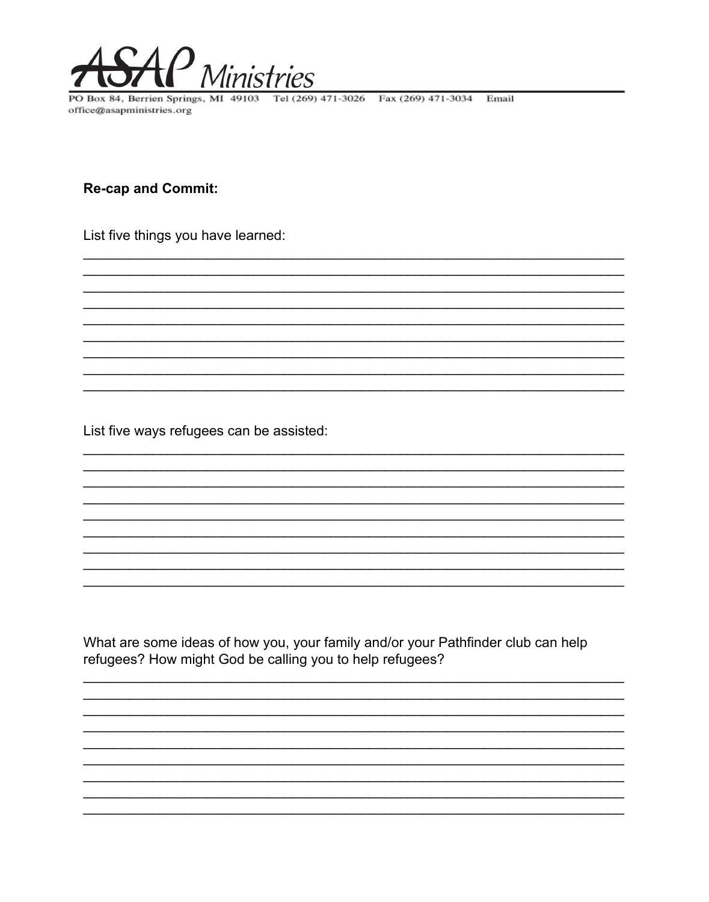**Re-cap and Commit:**

List five things you have learned:

\_\_\_\_\_\_\_\_\_\_\_\_\_\_\_\_\_\_\_\_\_\_\_\_\_\_\_\_\_\_\_\_\_\_\_\_\_\_\_\_\_\_\_\_\_\_\_\_\_\_\_\_\_\_\_\_\_\_\_\_\_\_\_\_\_\_
\_\_\_\_\_\_\_\_\_\_\_\_\_\_\_\_\_\_\_\_\_\_\_\_\_\_\_\_\_\_\_\_\_\_\_\_\_\_\_\_\_\_\_\_\_\_\_\_\_\_\_\_\_\_\_\_\_\_\_\_\_\_\_\_\_\_
\_\_\_\_\_\_\_\_\_\_\_\_\_\_\_\_\_\_\_\_\_\_\_\_\_\_\_\_\_\_\_\_\_\_\_\_\_\_\_\_\_\_\_\_\_\_\_\_\_\_\_\_\_\_\_\_\_\_\_\_\_\_\_\_\_\_
\_\_\_\_\_\_\_\_\_\_\_\_\_\_\_\_\_\_\_\_\_\_\_\_\_\_\_\_\_\_\_\_\_\_\_\_\_\_\_\_\_\_\_\_\_\_\_\_\_\_\_\_\_\_\_\_\_\_\_\_\_\_\_\_\_\_
\_\_\_\_\_\_\_\_\_\_\_\_\_\_\_\_\_\_\_\_\_\_\_\_\_\_\_\_\_\_\_\_\_\_\_\_\_\_\_\_\_\_\_\_\_\_\_\_\_\_\_\_\_\_\_\_\_\_\_\_\_\_\_\_\_\_
\_\_\_\_\_\_\_\_\_\_\_\_\_\_\_\_\_\_\_\_\_\_\_\_\_\_\_\_\_\_\_\_\_\_\_\_\_\_\_\_\_\_\_\_\_\_\_\_\_\_\_\_\_\_\_\_\_\_\_\_\_\_\_\_\_\_
\_\_\_\_\_\_\_\_\_\_\_\_\_\_\_\_\_\_\_\_\_\_\_\_\_\_\_\_\_\_\_\_\_\_\_\_\_\_\_\_\_\_\_\_\_\_\_\_\_\_\_\_\_\_\_\_\_\_\_\_\_\_\_\_\_\_
\_\_\_\_\_\_\_\_\_\_\_\_\_\_\_\_\_\_\_\_\_\_\_\_\_\_\_\_\_\_\_\_\_\_\_\_\_\_\_\_\_\_\_\_\_\_\_\_\_\_\_\_\_\_\_\_\_\_\_\_\_\_\_\_\_\_
\_\_\_\_\_\_\_\_\_\_\_\_\_\_\_\_\_\_\_\_\_\_\_\_\_\_\_\_\_\_\_\_\_\_\_\_\_\_\_\_\_\_\_\_\_\_\_\_\_\_\_\_\_\_\_\_\_\_\_\_\_\_\_\_\_\_

List five ways refugees can be assisted:

\_\_\_\_\_\_\_\_\_\_\_\_\_\_\_\_\_\_\_\_\_\_\_\_\_\_\_\_\_\_\_\_\_\_\_\_\_\_\_\_\_\_\_\_\_\_\_\_\_\_\_\_\_\_\_\_\_\_\_\_\_\_\_\_\_\_
\_\_\_\_\_\_\_\_\_\_\_\_\_\_\_\_\_\_\_\_\_\_\_\_\_\_\_\_\_\_\_\_\_\_\_\_\_\_\_\_\_\_\_\_\_\_\_\_\_\_\_\_\_\_\_\_\_\_\_\_\_\_\_\_\_\_
\_\_\_\_\_\_\_\_\_\_\_\_\_\_\_\_\_\_\_\_\_\_\_\_\_\_\_\_\_\_\_\_\_\_\_\_\_\_\_\_\_\_\_\_\_\_\_\_\_\_\_\_\_\_\_\_\_\_\_\_\_\_\_\_\_\_
\_\_\_\_\_\_\_\_\_\_\_\_\_\_\_\_\_\_\_\_\_\_\_\_\_\_\_\_\_\_\_\_\_\_\_\_\_\_\_\_\_\_\_\_\_\_\_\_\_\_\_\_\_\_\_\_\_\_\_\_\_\_\_\_\_\_
\_\_\_\_\_\_\_\_\_\_\_\_\_\_\_\_\_\_\_\_\_\_\_\_\_\_\_\_\_\_\_\_\_\_\_\_\_\_\_\_\_\_\_\_\_\_\_\_\_\_\_\_\_\_\_\_\_\_\_\_\_\_\_\_\_\_
\_\_\_\_\_\_\_\_\_\_\_\_\_\_\_\_\_\_\_\_\_\_\_\_\_\_\_\_\_\_\_\_\_\_\_\_\_\_\_\_\_\_\_\_\_\_\_\_\_\_\_\_\_\_\_\_\_\_\_\_\_\_\_\_\_\_
\_\_\_\_\_\_\_\_\_\_\_\_\_\_\_\_\_\_\_\_\_\_\_\_\_\_\_\_\_\_\_\_\_\_\_\_\_\_\_\_\_\_\_\_\_\_\_\_\_\_\_\_\_\_\_\_\_\_\_\_\_\_\_\_\_\_
\_\_\_\_\_\_\_\_\_\_\_\_\_\_\_\_\_\_\_\_\_\_\_\_\_\_\_\_\_\_\_\_\_\_\_\_\_\_\_\_\_\_\_\_\_\_\_\_\_\_\_\_\_\_\_\_\_\_\_\_\_\_\_\_\_\_
\_\_\_\_\_\_\_\_\_\_\_\_\_\_\_\_\_\_\_\_\_\_\_\_\_\_\_\_\_\_\_\_\_\_\_\_\_\_\_\_\_\_\_\_\_\_\_\_\_\_\_\_\_\_\_\_\_\_\_\_\_\_\_\_\_\_

What are some ideas of how you, your family and/or your Pathfinder club can help refugees? How might God be calling you to help refugees?

\_\_\_\_\_\_\_\_\_\_\_\_\_\_\_\_\_\_\_\_\_\_\_\_\_\_\_\_\_\_\_\_\_\_\_\_\_\_\_\_\_\_\_\_\_\_\_\_\_\_\_\_\_\_\_\_\_\_\_\_\_\_\_\_\_\_
\_\_\_\_\_\_\_\_\_\_\_\_\_\_\_\_\_\_\_\_\_\_\_\_\_\_\_\_\_\_\_\_\_\_\_\_\_\_\_\_\_\_\_\_\_\_\_\_\_\_\_\_\_\_\_\_\_\_\_\_\_\_\_\_\_\_
\_\_\_\_\_\_\_\_\_\_\_\_\_\_\_\_\_\_\_\_\_\_\_\_\_\_\_\_\_\_\_\_\_\_\_\_\_\_\_\_\_\_\_\_\_\_\_\_\_\_\_\_\_\_\_\_\_\_\_\_\_\_\_\_\_\_
\_\_\_\_\_\_\_\_\_\_\_\_\_\_\_\_\_\_\_\_\_\_\_\_\_\_\_\_\_\_\_\_\_\_\_\_\_\_\_\_\_\_\_\_\_\_\_\_\_\_\_\_\_\_\_\_\_\_\_\_\_\_\_\_\_\_
\_\_\_\_\_\_\_\_\_\_\_\_\_\_\_\_\_\_\_\_\_\_\_\_\_\_\_\_\_\_\_\_\_\_\_\_\_\_\_\_\_\_\_\_\_\_\_\_\_\_\_\_\_\_\_\_\_\_\_\_\_\_\_\_\_\_
\_\_\_\_\_\_\_\_\_\_\_\_\_\_\_\_\_\_\_\_\_\_\_\_\_\_\_\_\_\_\_\_\_\_\_\_\_\_\_\_\_\_\_\_\_\_\_\_\_\_\_\_\_\_\_\_\_\_\_\_\_\_\_\_\_\_
\_\_\_\_\_\_\_\_\_\_\_\_\_\_\_\_\_\_\_\_\_\_\_\_\_\_\_\_\_\_\_\_\_\_\_\_\_\_\_\_\_\_\_\_\_\_\_\_\_\_\_\_\_\_\_\_\_\_\_\_\_\_\_\_\_\_
\_\_\_\_\_\_\_\_\_\_\_\_\_\_\_\_\_\_\_\_\_\_\_\_\_\_\_\_\_\_\_\_\_\_\_\_\_\_\_\_\_\_\_\_\_\_\_\_\_\_\_\_\_\_\_\_\_\_\_\_\_\_\_\_\_\_
\_\_\_\_\_\_\_\_\_\_\_\_\_\_\_\_\_\_\_\_\_\_\_\_\_\_\_\_\_\_\_\_\_\_\_\_\_\_\_\_\_\_\_\_\_\_\_\_\_\_\_\_\_\_\_\_\_\_\_\_\_\_\_\_\_\_